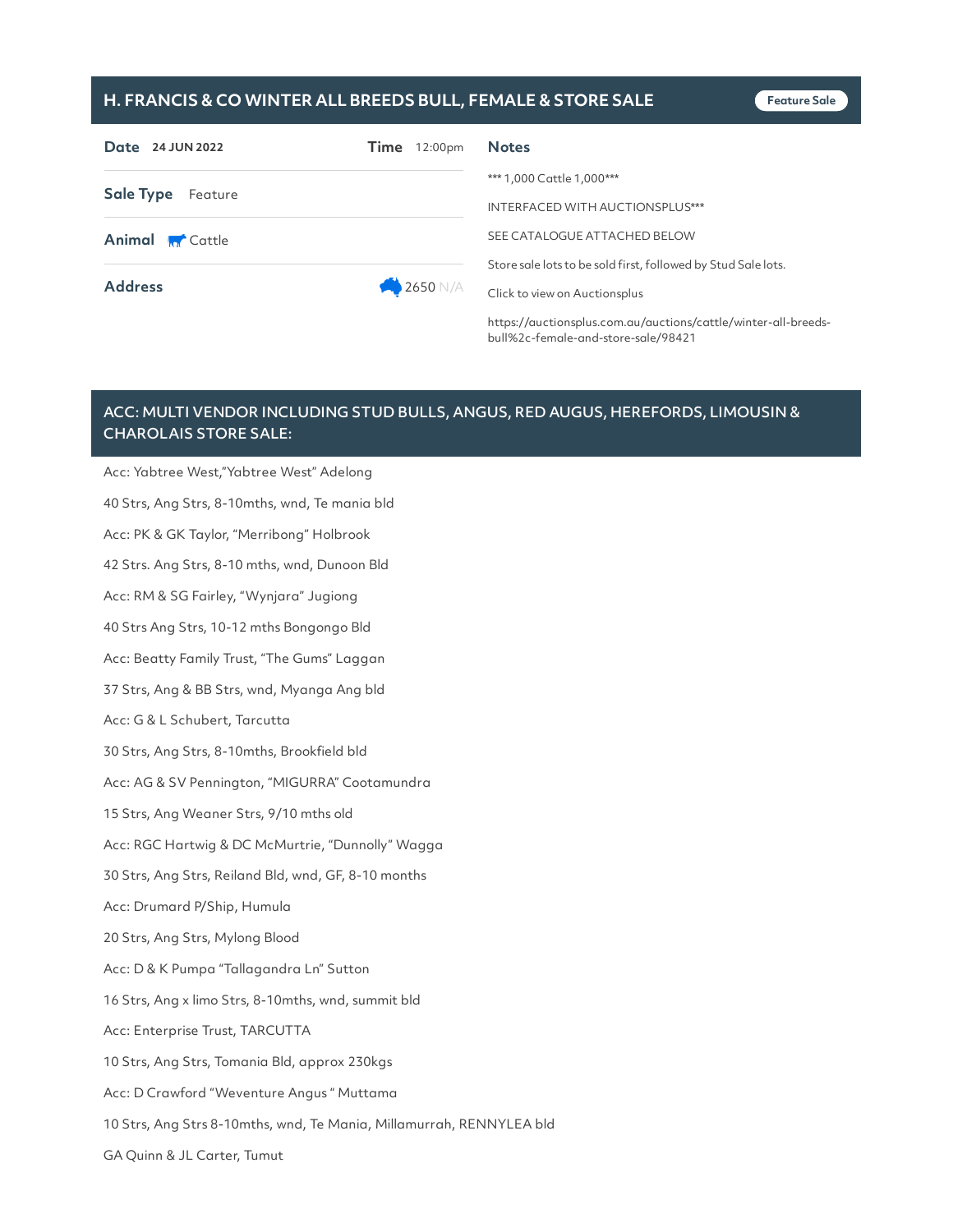# H. FRANCIS & CO WINTER ALL BREEDS BULL, FEMALE & STORE SALE

Feature Sale

**Date** 24 JUN 2022

**Time** 12:00pm

**Sale Type** Feature

**Animal** Cattle

**Address** 2650 N/A

**Notes**

*** 1,000 Cattle 1,000***

INTERFACED WITH AUCTIONSPLUS***

SEE CATALOGUE ATTACHED BELOW

Store sale lots to be sold first, followed by Stud Sale lots.

Click to view on Auctionsplus

https://auctionsplus.com.au/auctions/cattle/winter-all-breeds-bull%2c-female-and-store-sale/98421

## ACC: MULTI VENDOR INCLUDING STUD BULLS, ANGUS, RED AUGUS, HEREFORDS, LIMOUSIN & CHAROLAIS STORE SALE:

Acc: Yabtree West,"Yabtree West" Adelong

40 Strs, Ang Strs, 8-10mths, wnd, Te mania bld

Acc: PK & GK Taylor, "Merribong" Holbrook

42 Strs. Ang Strs, 8-10 mths, wnd, Dunoon Bld

Acc: RM & SG Fairley, "Wynjara" Jugiong

40 Strs Ang Strs, 10-12 mths Bongongo Bld

Acc: Beatty Family Trust, "The Gums" Laggan

37 Strs, Ang & BB Strs, wnd, Myanga Ang bld

Acc: G & L Schubert, Tarcutta

30 Strs, Ang Strs, 8-10mths, Brookfield bld

Acc: AG & SV Pennington, "MIGURRA" Cootamundra

15 Strs, Ang Weaner Strs, 9/10 mths old

Acc: RGC Hartwig & DC McMurtrie, "Dunnolly" Wagga

30 Strs, Ang Strs, Reiland Bld, wnd, GF, 8-10 months

Acc: Drumard P/Ship, Humula

20 Strs, Ang Strs, Mylong Blood

Acc: D & K Pumpa "Tallagandra Ln" Sutton

16 Strs, Ang x limo Strs, 8-10mths, wnd, summit bld

Acc: Enterprise Trust, TARCUTTA

10 Strs, Ang Strs, Tomania Bld, approx 230kgs

Acc: D Crawford "Weventure Angus " Muttama

10 Strs, Ang Strs 8-10mths, wnd, Te Mania, Millamurrah, RENNYLEA bld

GA Quinn & JL Carter, Tumut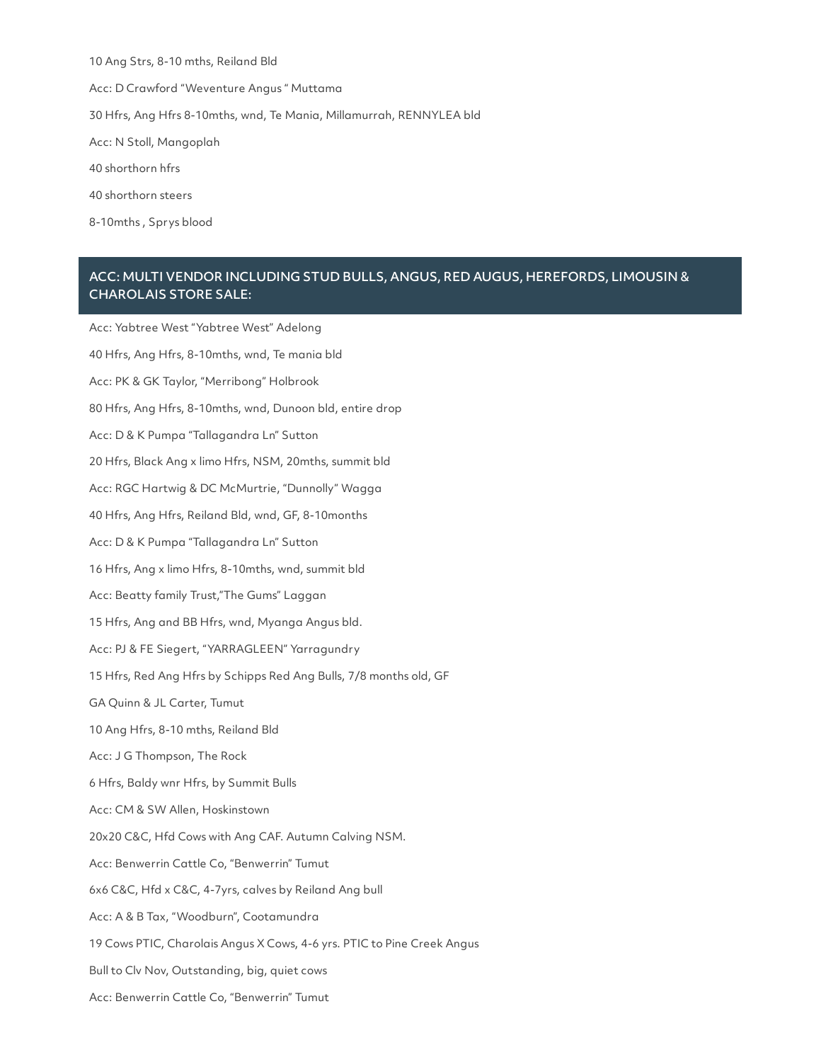10 Ang Strs, 8-10 mths, Reiland Bld

Acc: D Crawford "Weventure Angus " Muttama

30 Hfrs, Ang Hfrs 8-10mths, wnd, Te Mania, Millamurrah, RENNYLEA bld

Acc: N Stoll, Mangoplah

40 shorthorn hfrs

40 shorthorn steers

8-10mths , Sprys blood

## ACC: MULTI VENDOR INCLUDING STUD BULLS, ANGUS, RED AUGUS, HEREFORDS, LIMOUSIN & CHAROLAIS STORE SALE:

Acc: Yabtree West "Yabtree West" Adelong

40 Hfrs, Ang Hfrs, 8-10mths, wnd, Te mania bld

Acc: PK & GK Taylor, "Merribong" Holbrook

80 Hfrs, Ang Hfrs, 8-10mths, wnd, Dunoon bld, entire drop

Acc: D & K Pumpa "Tallagandra Ln" Sutton

20 Hfrs, Black Ang x limo Hfrs, NSM, 20mths, summit bld

Acc: RGC Hartwig & DC McMurtrie, "Dunnolly" Wagga

40 Hfrs, Ang Hfrs, Reiland Bld, wnd, GF, 8-10months

Acc: D & K Pumpa "Tallagandra Ln" Sutton

16 Hfrs, Ang x limo Hfrs, 8-10mths, wnd, summit bld

Acc: Beatty family Trust,"The Gums" Laggan

15 Hfrs, Ang and BB Hfrs, wnd, Myanga Angus bld.

Acc: PJ & FE Siegert, "YARRAGLEEN" Yarragundry

15 Hfrs, Red Ang Hfrs by Schipps Red Ang Bulls, 7/8 months old, GF

GA Quinn & JL Carter, Tumut

10 Ang Hfrs, 8-10 mths, Reiland Bld

Acc: J G Thompson, The Rock

6 Hfrs, Baldy wnr Hfrs, by Summit Bulls

Acc: CM & SW Allen, Hoskinstown

20x20 C&C, Hfd Cows with Ang CAF. Autumn Calving NSM.

Acc: Benwerrin Cattle Co, "Benwerrin" Tumut

6x6 C&C, Hfd x C&C, 4-7yrs, calves by Reiland Ang bull

Acc: A & B Tax, "Woodburn", Cootamundra

19 Cows PTIC, Charolais Angus X Cows, 4-6 yrs. PTIC to Pine Creek Angus

Bull to Clv Nov, Outstanding, big, quiet cows

Acc: Benwerrin Cattle Co, "Benwerrin" Tumut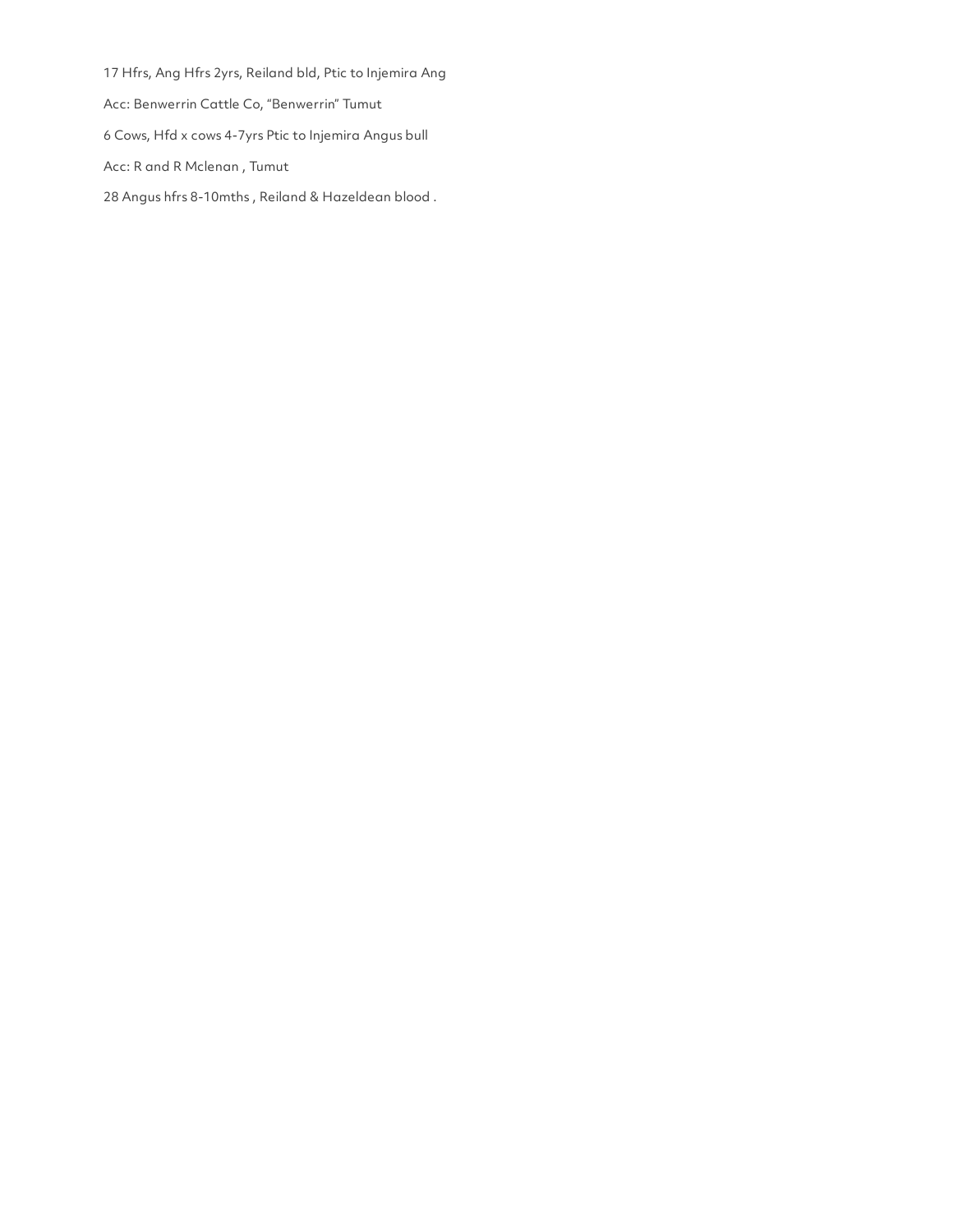17 Hfrs, Ang Hfrs 2yrs, Reiland bld, Ptic to Injemira Ang

Acc: Benwerrin Cattle Co, “Benwerrin” Tumut

6 Cows, Hfd x cows 4-7yrs Ptic to Injemira Angus bull

Acc: R and R Mclenan , Tumut

28 Angus hfrs 8-10mths , Reiland & Hazeldean blood .